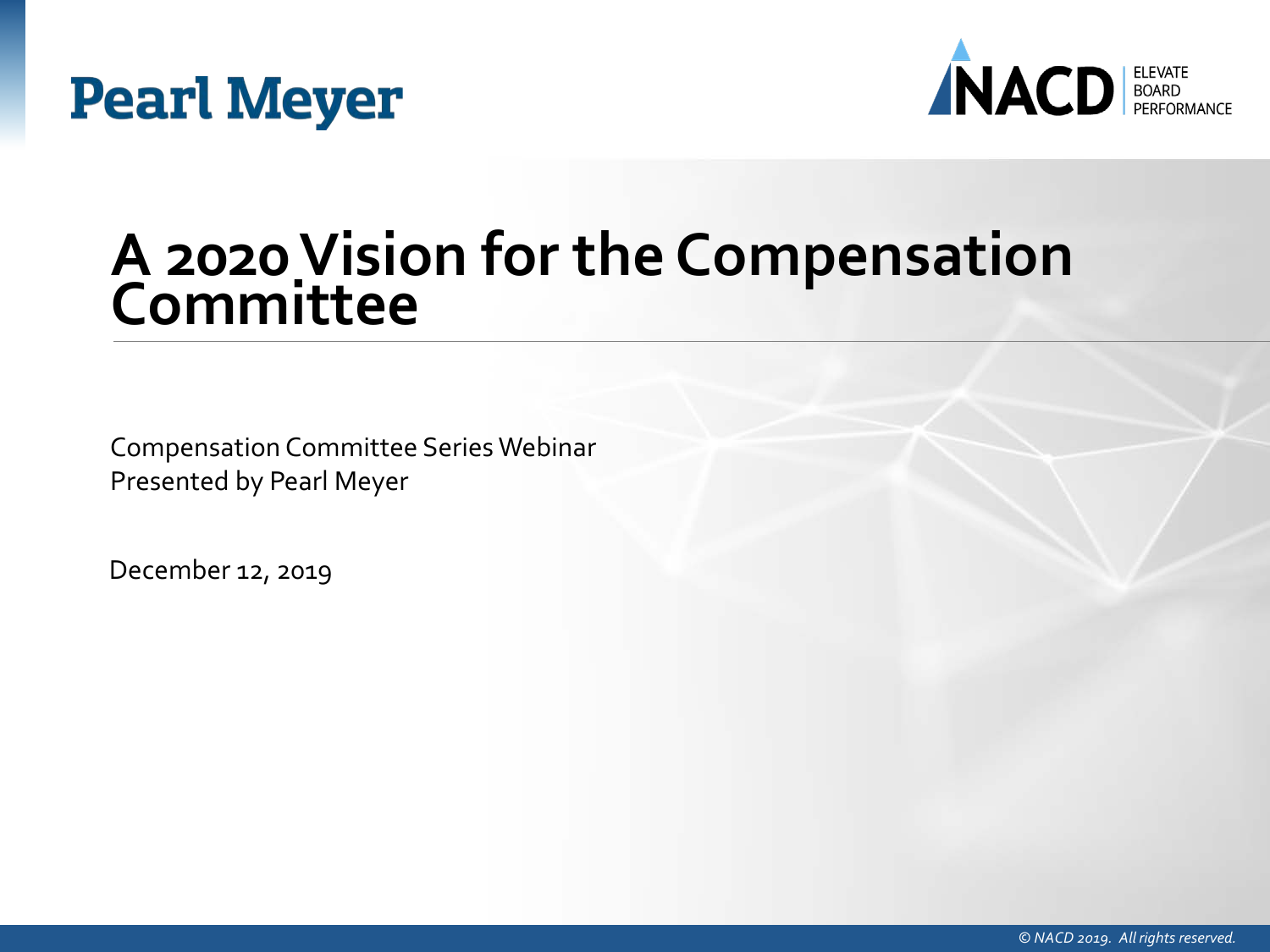Pearl Meyer

NACD | ELEVATE BOARD PERFORMANCE

# A 2020 Vision for the Compensation Committee

Compensation Committee Series Webinar
Presented by Pearl Meyer

December 12, 2019

*© NACD 2019. All rights reserved.*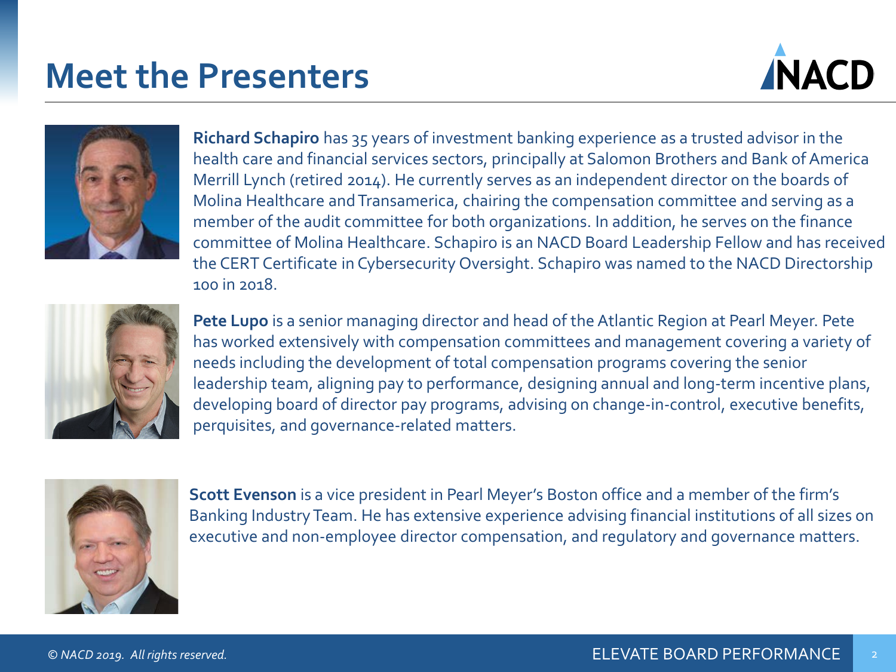# Meet the Presenters

**Richard Schapiro** has 35 years of investment banking experience as a trusted advisor in the health care and financial services sectors, principally at Salomon Brothers and Bank of America Merrill Lynch (retired 2014). He currently serves as an independent director on the boards of Molina Healthcare and Transamerica, chairing the compensation committee and serving as a member of the audit committee for both organizations. In addition, he serves on the finance committee of Molina Healthcare. Schapiro is an NACD Board Leadership Fellow and has received the CERT Certificate in Cybersecurity Oversight. Schapiro was named to the NACD Directorship 100 in 2018.

**Pete Lupo** is a senior managing director and head of the Atlantic Region at Pearl Meyer. Pete has worked extensively with compensation committees and management covering a variety of needs including the development of total compensation programs covering the senior leadership team, aligning pay to performance, designing annual and long-term incentive plans, developing board of director pay programs, advising on change-in-control, executive benefits, perquisites, and governance-related matters.

**Scott Evenson** is a vice president in Pearl Meyer's Boston office and a member of the firm's Banking Industry Team. He has extensive experience advising financial institutions of all sizes on executive and non-employee director compensation, and regulatory and governance matters.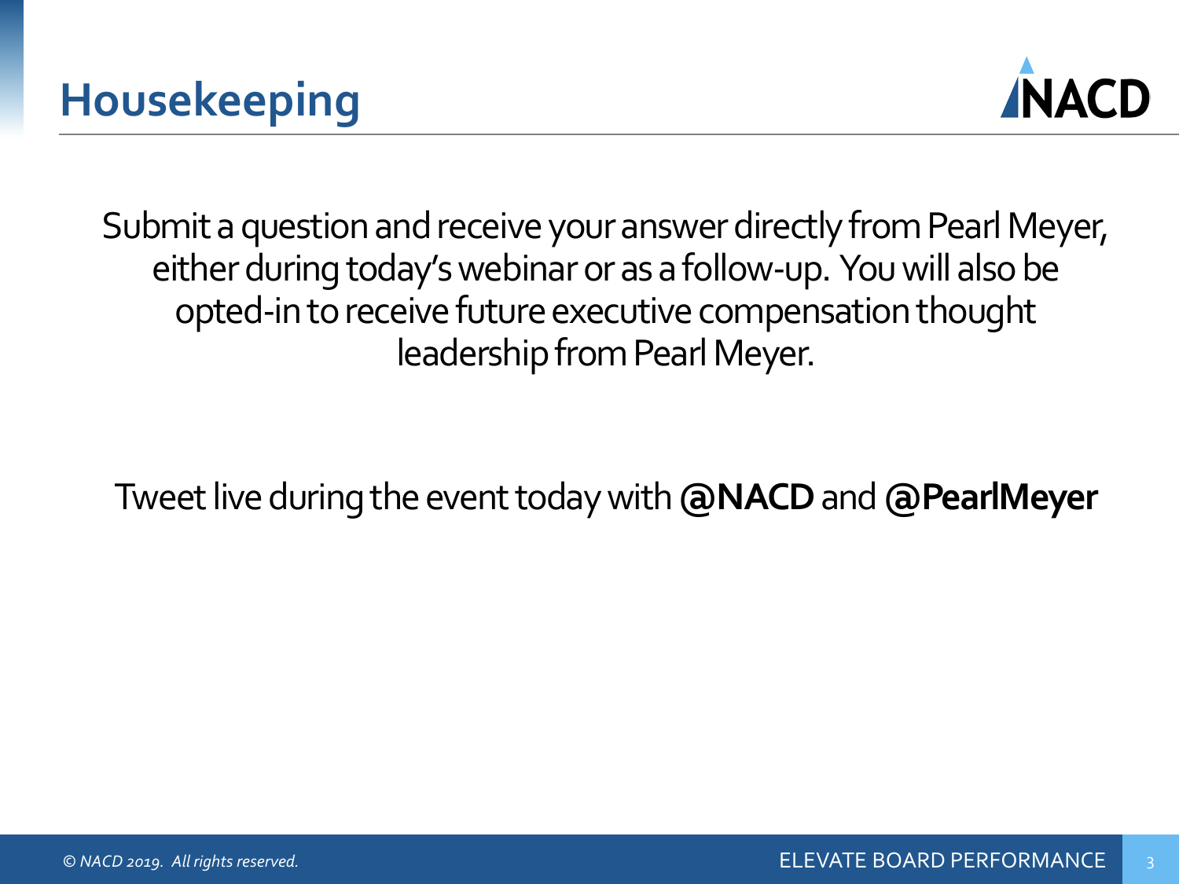# Housekeeping

Submit a question and receive your answer directly from Pearl Meyer, either during today's webinar or as a follow-up. You will also be opted-in to receive future executive compensation thought leadership from Pearl Meyer.

Tweet live during the event today with **@NACD** and **@PearlMeyer**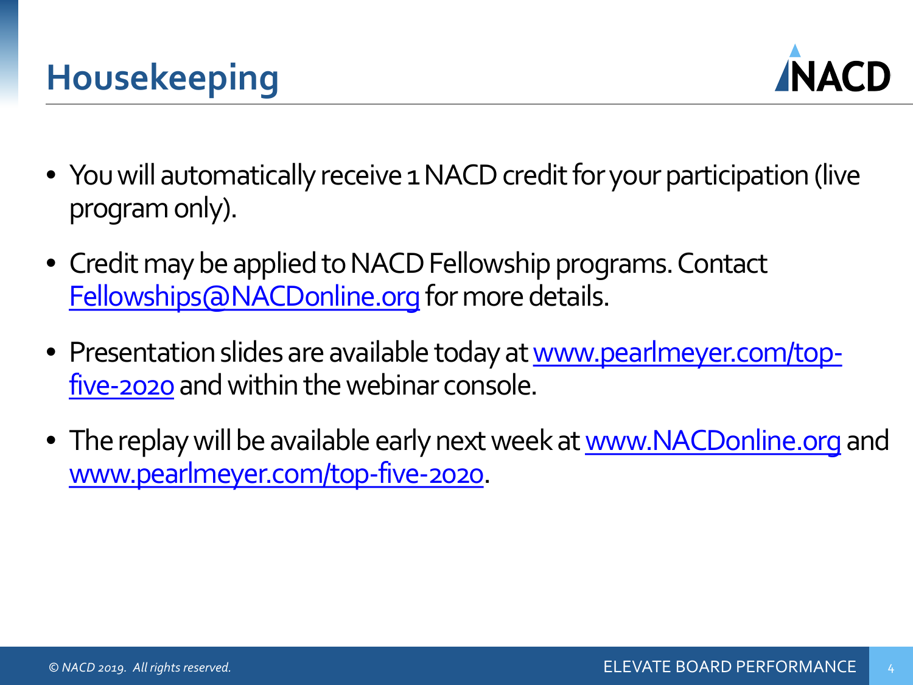# Housekeeping

- You will automatically receive 1 NACD credit for your participation (live program only).
- Credit may be applied to NACD Fellowship programs. Contact Fellowships@NACDonline.org for more details.
- Presentation slides are available today at www.pearlmeyer.com/top-five-2020 and within the webinar console.
- The replay will be available early next week at www.NACDonline.org and www.pearlmeyer.com/top-five-2020.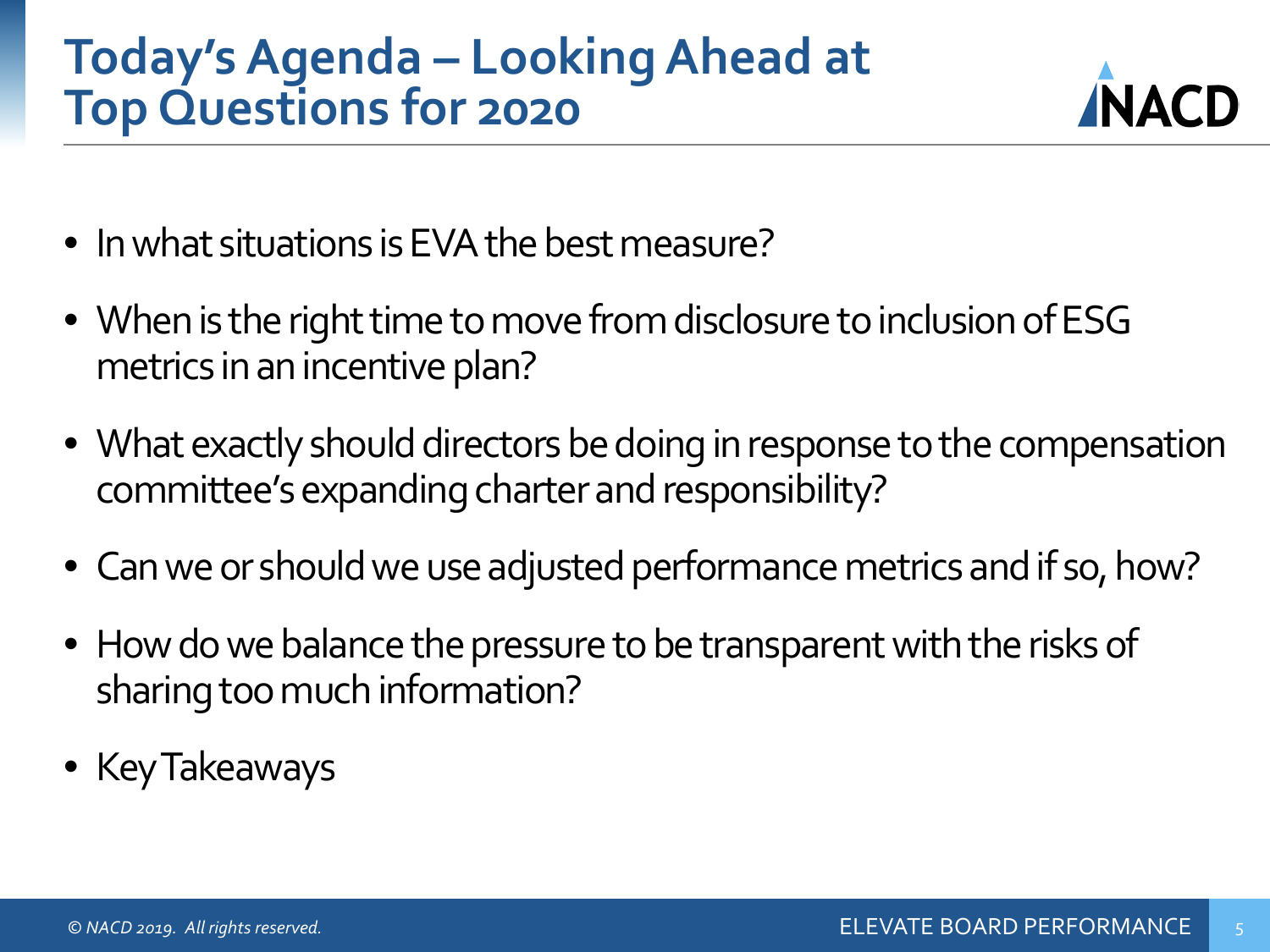# Today's Agenda – Looking Ahead at Top Questions for 2020

- In what situations is EVA the best measure?
- When is the right time to move from disclosure to inclusion of ESG metrics in an incentive plan?
- What exactly should directors be doing in response to the compensation committee's expanding charter and responsibility?
- Can we or should we use adjusted performance metrics and if so, how?
- How do we balance the pressure to be transparent with the risks of sharing too much information?
- Key Takeaways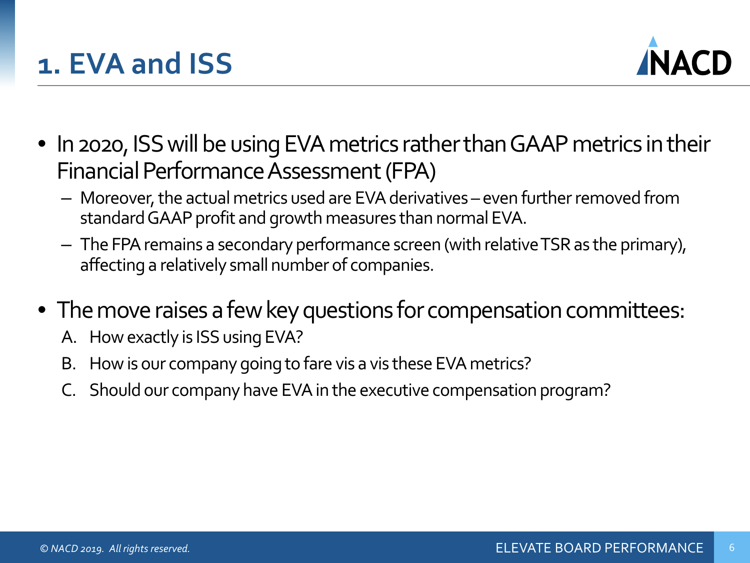# 1. EVA and ISS

- In 2020, ISS will be using EVA metrics rather than GAAP metrics in their Financial Performance Assessment (FPA)
  - Moreover, the actual metrics used are EVA derivatives – even further removed from standard GAAP profit and growth measures than normal EVA.
  - The FPA remains a secondary performance screen (with relative TSR as the primary), affecting a relatively small number of companies.
- The move raises a few key questions for compensation committees:
  A. How exactly is ISS using EVA?
  B. How is our company going to fare vis a vis these EVA metrics?
  C. Should our company have EVA in the executive compensation program?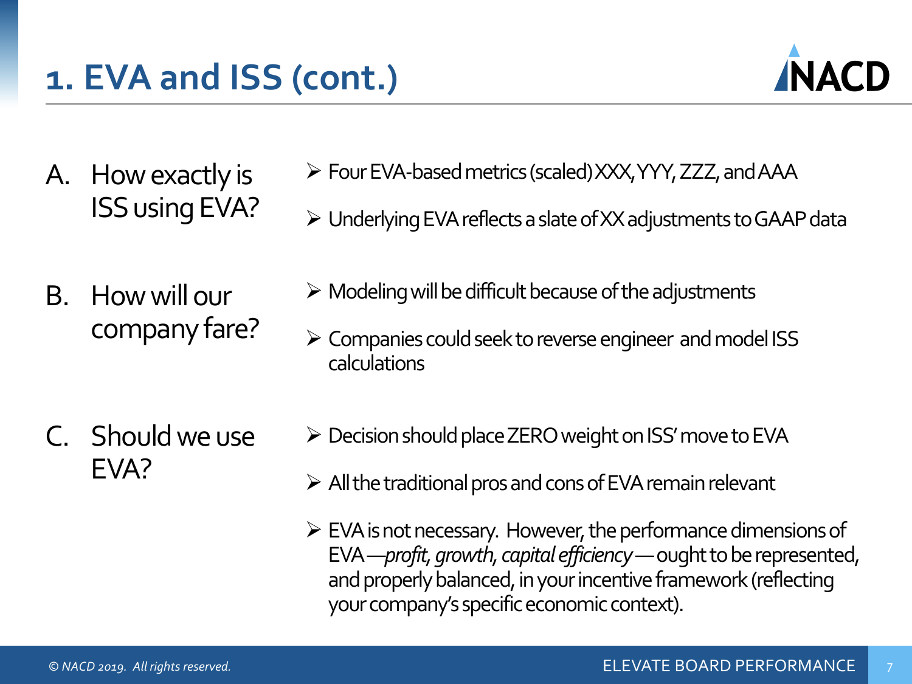# 1. EVA and ISS (cont.)

**A. How exactly is ISS using EVA?**

- Four EVA-based metrics (scaled) XXX, YYY, ZZZ, and AAA
- Underlying EVA reflects a slate of XX adjustments to GAAP data

**B. How will our company fare?**

- Modeling will be difficult because of the adjustments
- Companies could seek to reverse engineer and model ISS calculations

**C. Should we use EVA?**

- Decision should place ZERO weight on ISS' move to EVA
- All the traditional pros and cons of EVA remain relevant
- EVA is not necessary. However, the performance dimensions of EVA—*profit, growth, capital efficiency*—ought to be represented, and properly balanced, in your incentive framework (reflecting your company's specific economic context).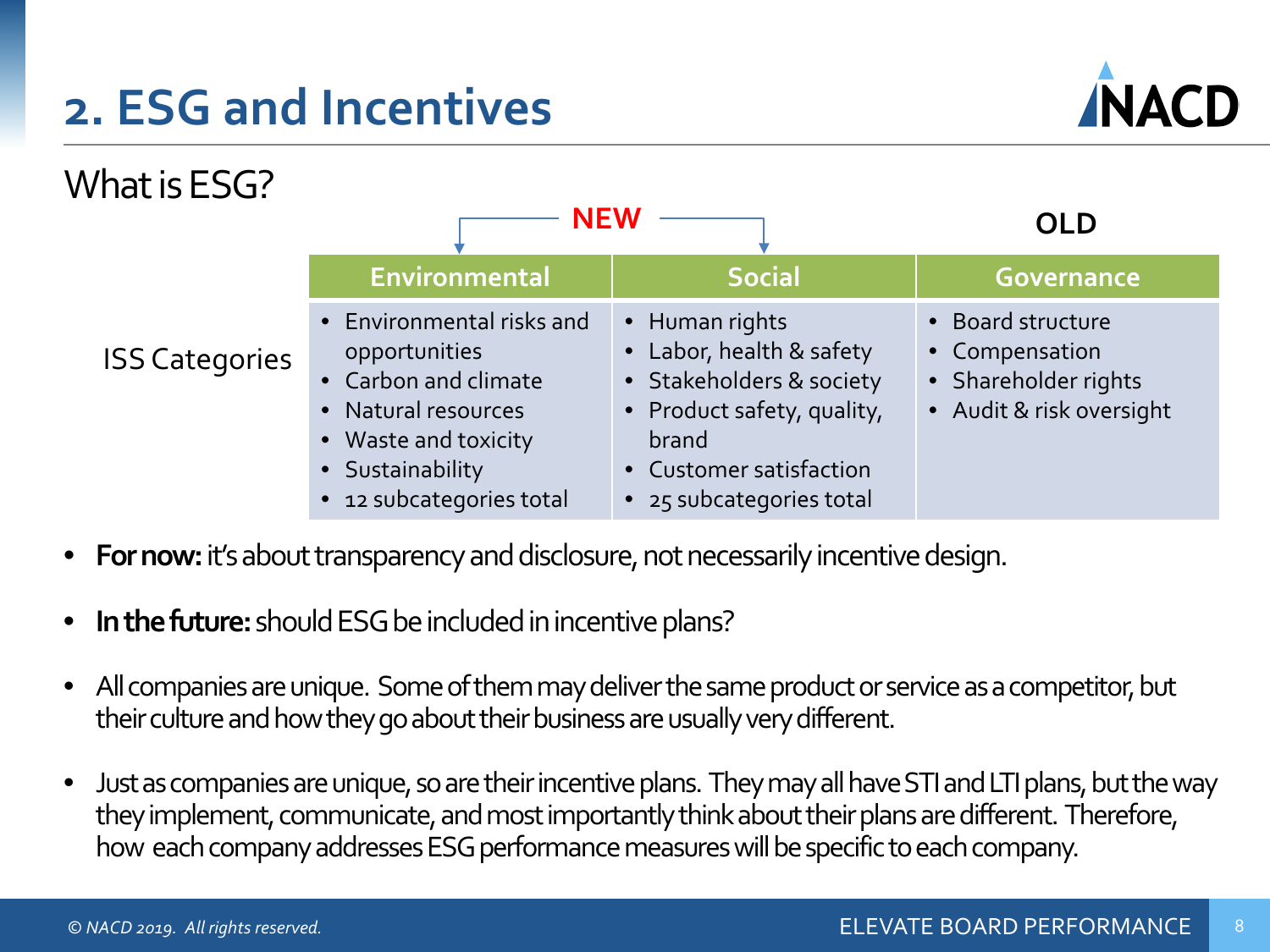# 2. ESG and Incentives

## What is ESG?

| | NEW | | OLD |
|---|---|---|---|
| | **Environmental** | **Social** | **Governance** |
| ISS Categories | • Environmental risks and opportunities<br>• Carbon and climate<br>• Natural resources<br>• Waste and toxicity<br>• Sustainability<br>• 12 subcategories total | • Human rights<br>• Labor, health & safety<br>• Stakeholders & society<br>• Product safety, quality, brand<br>• Customer satisfaction<br>• 25 subcategories total | • Board structure<br>• Compensation<br>• Shareholder rights<br>• Audit & risk oversight |

- **For now:** it's about transparency and disclosure, not necessarily incentive design.
- **In the future:** should ESG be included in incentive plans?
- All companies are unique. Some of them may deliver the same product or service as a competitor, but their culture and how they go about their business are usually very different.
- Just as companies are unique, so are their incentive plans. They may all have STI and LTI plans, but the way they implement, communicate, and most importantly think about their plans are different. Therefore, how each company addresses ESG performance measures will be specific to each company.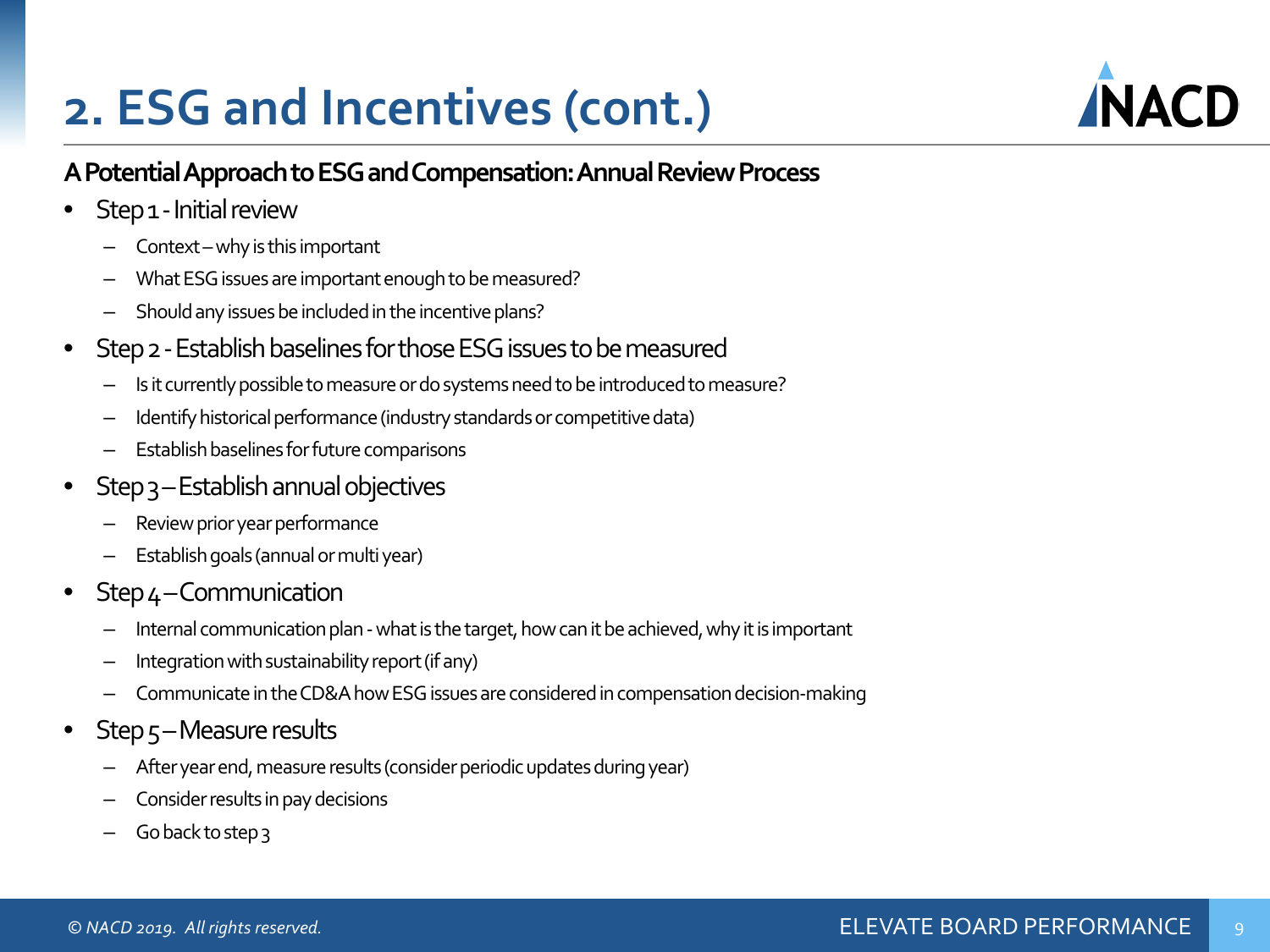# 2. ESG and Incentives (cont.)

**A Potential Approach to ESG and Compensation: Annual Review Process**

- Step 1 - Initial review
  - Context – why is this important
  - What ESG issues are important enough to be measured?
  - Should any issues be included in the incentive plans?
- Step 2 - Establish baselines for those ESG issues to be measured
  - Is it currently possible to measure or do systems need to be introduced to measure?
  - Identify historical performance (industry standards or competitive data)
  - Establish baselines for future comparisons
- Step 3 – Establish annual objectives
  - Review prior year performance
  - Establish goals (annual or multi year)
- Step 4 – Communication
  - Internal communication plan - what is the target, how can it be achieved, why it is important
  - Integration with sustainability report (if any)
  - Communicate in the CD&A how ESG issues are considered in compensation decision-making
- Step 5 – Measure results
  - After year end, measure results (consider periodic updates during year)
  - Consider results in pay decisions
  - Go back to step 3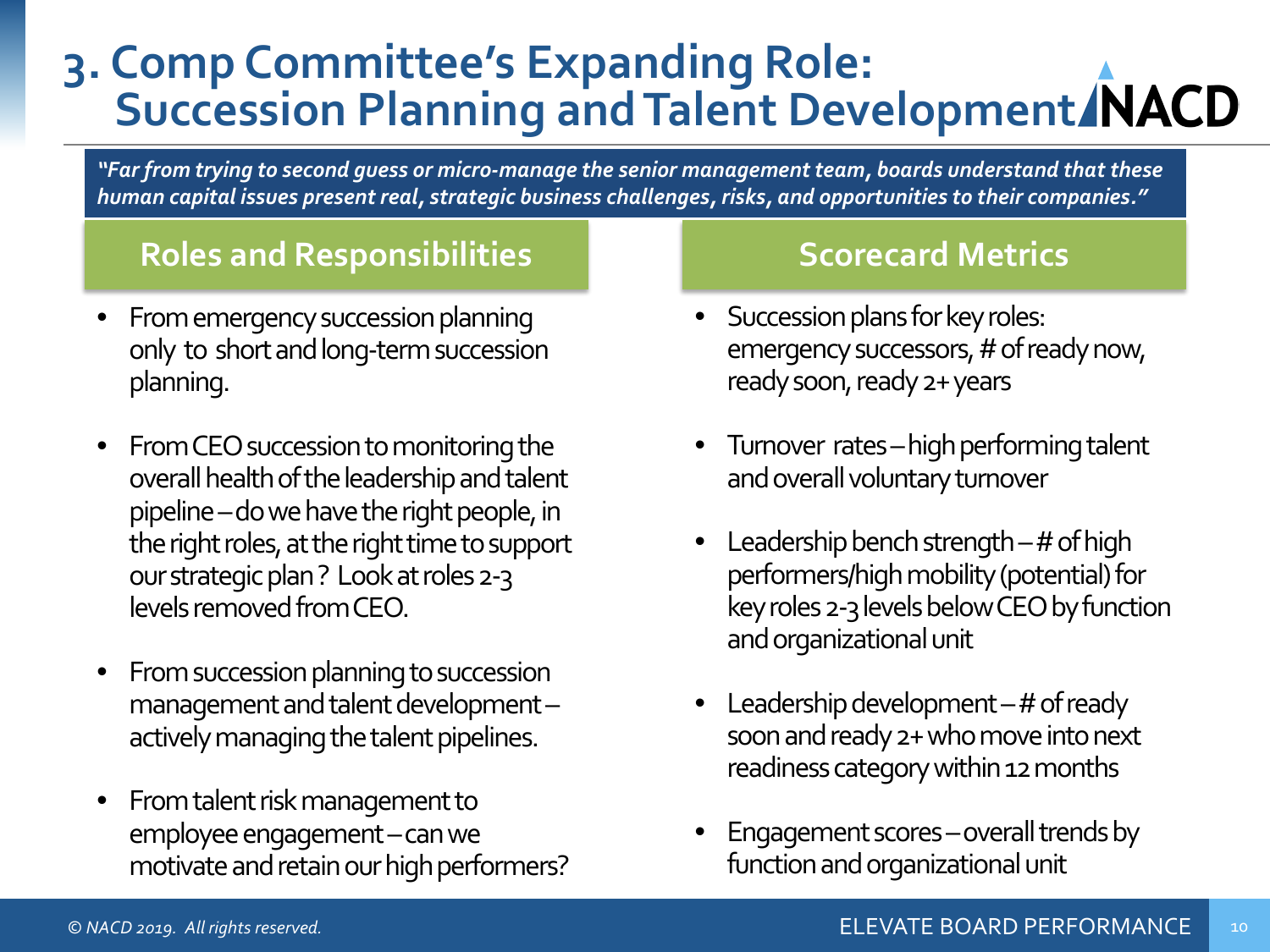# 3. Comp Committee's Expanding Role: Succession Planning and Talent Development

*"Far from trying to second guess or micro-manage the senior management team, boards understand that these human capital issues present real, strategic business challenges, risks, and opportunities to their companies."*

## Roles and Responsibilities

- From emergency succession planning only to short and long-term succession planning.
- From CEO succession to monitoring the overall health of the leadership and talent pipeline – do we have the right people, in the right roles, at the right time to support our strategic plan? Look at roles 2-3 levels removed from CEO.
- From succession planning to succession management and talent development – actively managing the talent pipelines.
- From talent risk management to employee engagement – can we motivate and retain our high performers?

## Scorecard Metrics

- Succession plans for key roles: emergency successors, # of ready now, ready soon, ready 2+ years
- Turnover rates – high performing talent and overall voluntary turnover
- Leadership bench strength – # of high performers/high mobility (potential) for key roles 2-3 levels below CEO by function and organizational unit
- Leadership development – # of ready soon and ready 2+ who move into next readiness category within 12 months
- Engagement scores – overall trends by function and organizational unit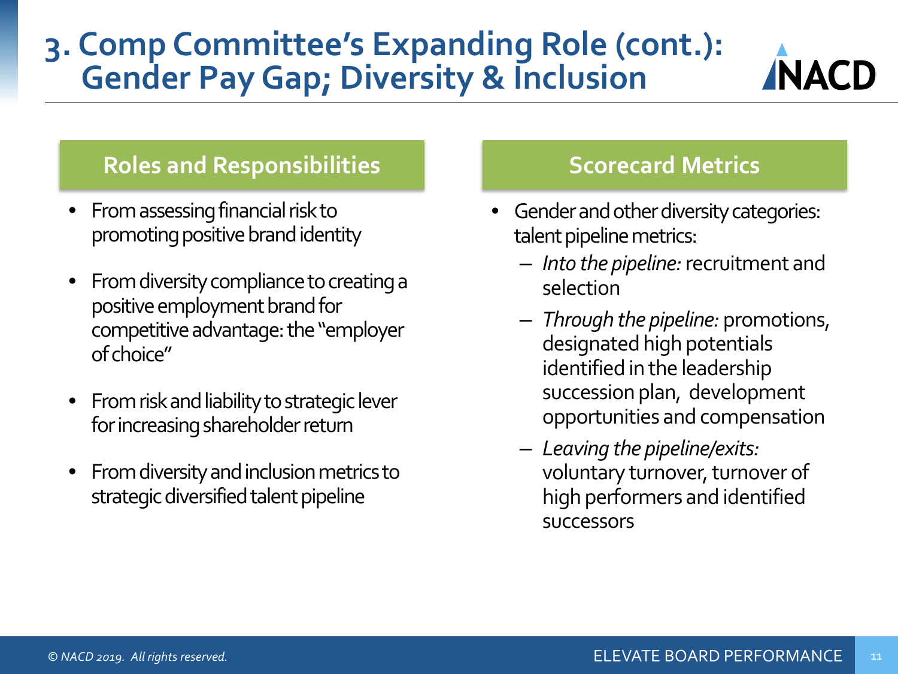# 3. Comp Committee's Expanding Role (cont.): Gender Pay Gap; Diversity & Inclusion

## Roles and Responsibilities

- From assessing financial risk to promoting positive brand identity
- From diversity compliance to creating a positive employment brand for competitive advantage: the "employer of choice"
- From risk and liability to strategic lever for increasing shareholder return
- From diversity and inclusion metrics to strategic diversified talent pipeline

## Scorecard Metrics

- Gender and other diversity categories: talent pipeline metrics:
  - *Into the pipeline:* recruitment and selection
  - *Through the pipeline:* promotions, designated high potentials identified in the leadership succession plan, development opportunities and compensation
  - *Leaving the pipeline/exits:* voluntary turnover, turnover of high performers and identified successors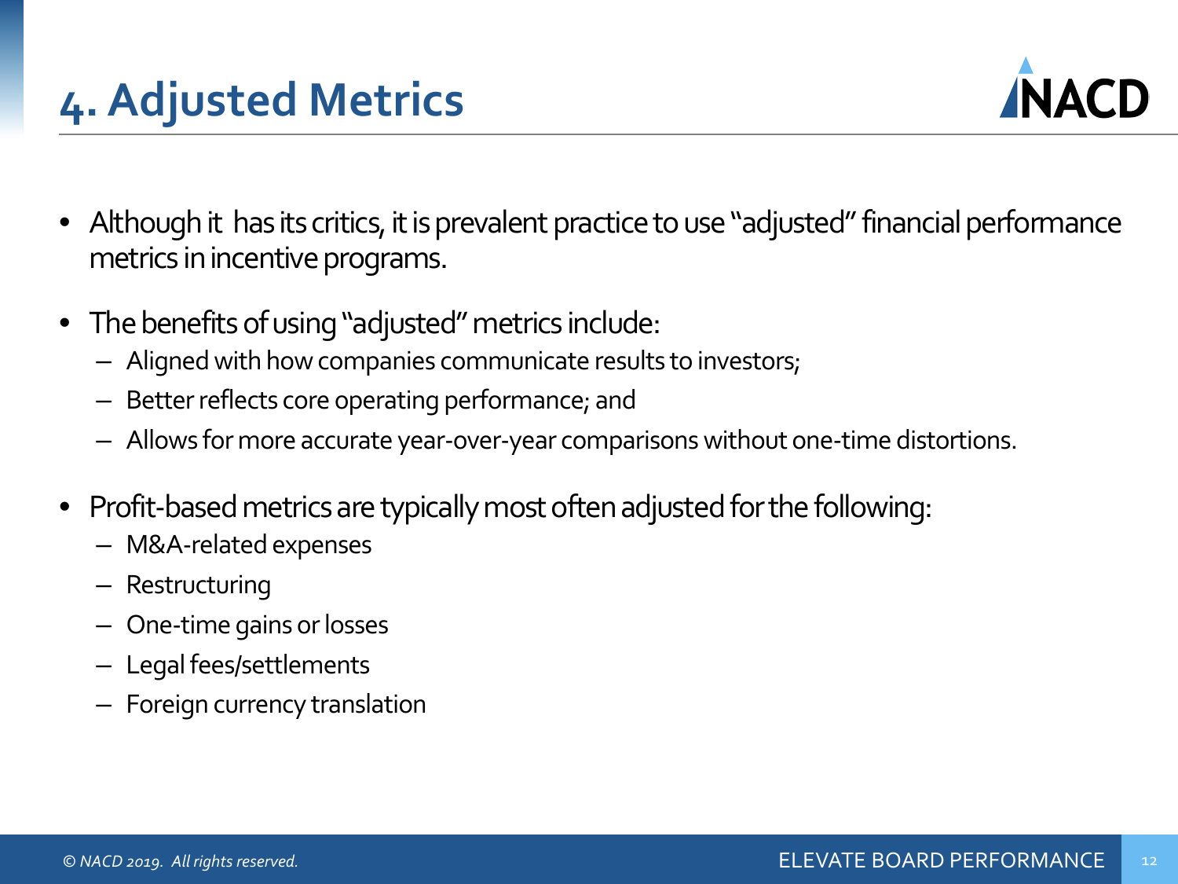# 4. Adjusted Metrics

- Although it has its critics, it is prevalent practice to use "adjusted" financial performance metrics in incentive programs.
- The benefits of using "adjusted" metrics include:
  - Aligned with how companies communicate results to investors;
  - Better reflects core operating performance; and
  - Allows for more accurate year-over-year comparisons without one-time distortions.
- Profit-based metrics are typically most often adjusted for the following:
  - M&A-related expenses
  - Restructuring
  - One-time gains or losses
  - Legal fees/settlements
  - Foreign currency translation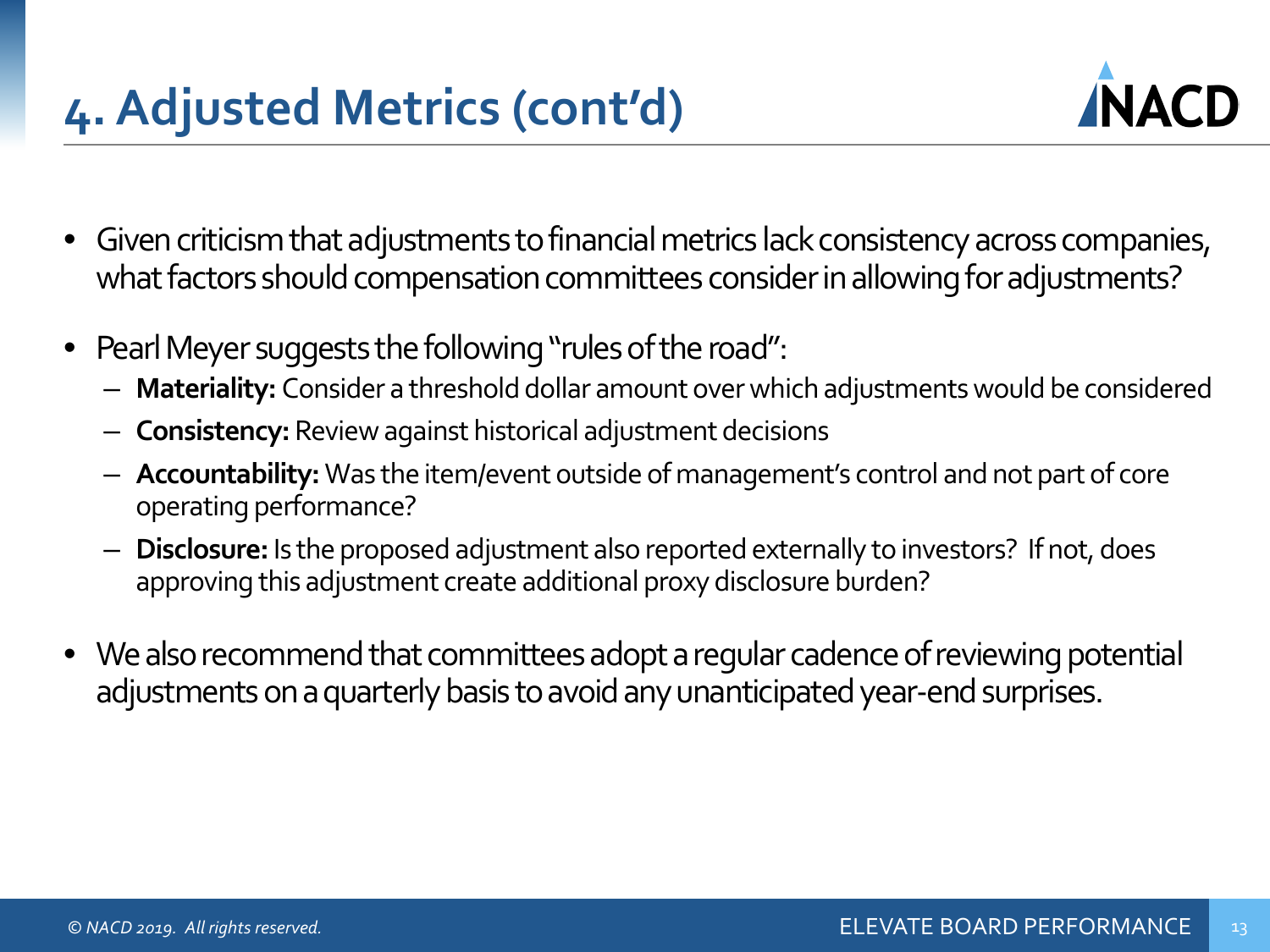# 4. Adjusted Metrics (cont'd)

- Given criticism that adjustments to financial metrics lack consistency across companies, what factors should compensation committees consider in allowing for adjustments?
- Pearl Meyer suggests the following "rules of the road":
  - **Materiality:** Consider a threshold dollar amount over which adjustments would be considered
  - **Consistency:** Review against historical adjustment decisions
  - **Accountability:** Was the item/event outside of management's control and not part of core operating performance?
  - **Disclosure:** Is the proposed adjustment also reported externally to investors? If not, does approving this adjustment create additional proxy disclosure burden?
- We also recommend that committees adopt a regular cadence of reviewing potential adjustments on a quarterly basis to avoid any unanticipated year-end surprises.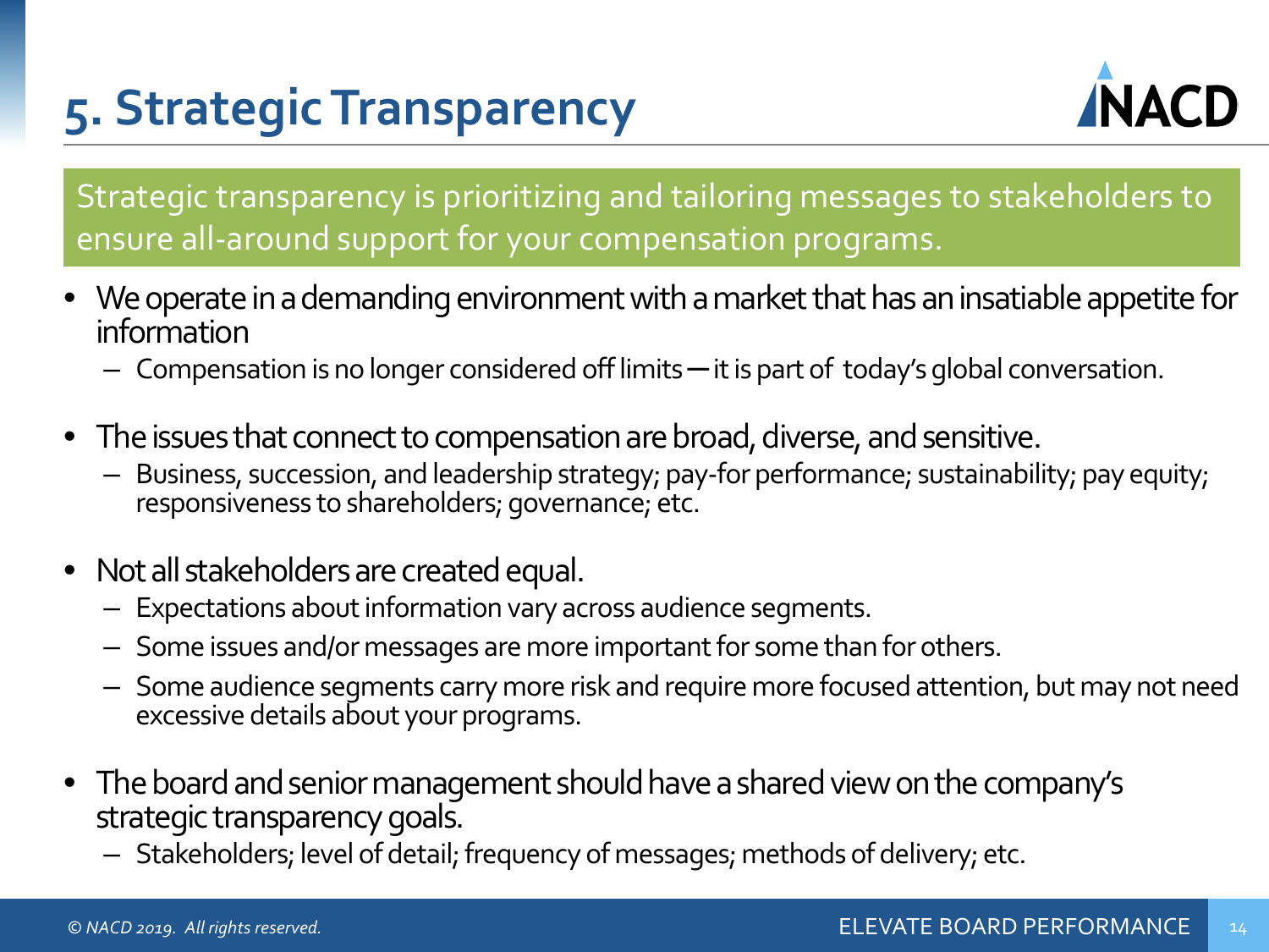# 5. Strategic Transparency

Strategic transparency is prioritizing and tailoring messages to stakeholders to ensure all-around support for your compensation programs.

- We operate in a demanding environment with a market that has an insatiable appetite for information
  - Compensation is no longer considered off limits — it is part of today's global conversation.
- The issues that connect to compensation are broad, diverse, and sensitive.
  - Business, succession, and leadership strategy; pay-for performance; sustainability; pay equity; responsiveness to shareholders; governance; etc.
- Not all stakeholders are created equal.
  - Expectations about information vary across audience segments.
  - Some issues and/or messages are more important for some than for others.
  - Some audience segments carry more risk and require more focused attention, but may not need excessive details about your programs.
- The board and senior management should have a shared view on the company's strategic transparency goals.
  - Stakeholders; level of detail; frequency of messages; methods of delivery; etc.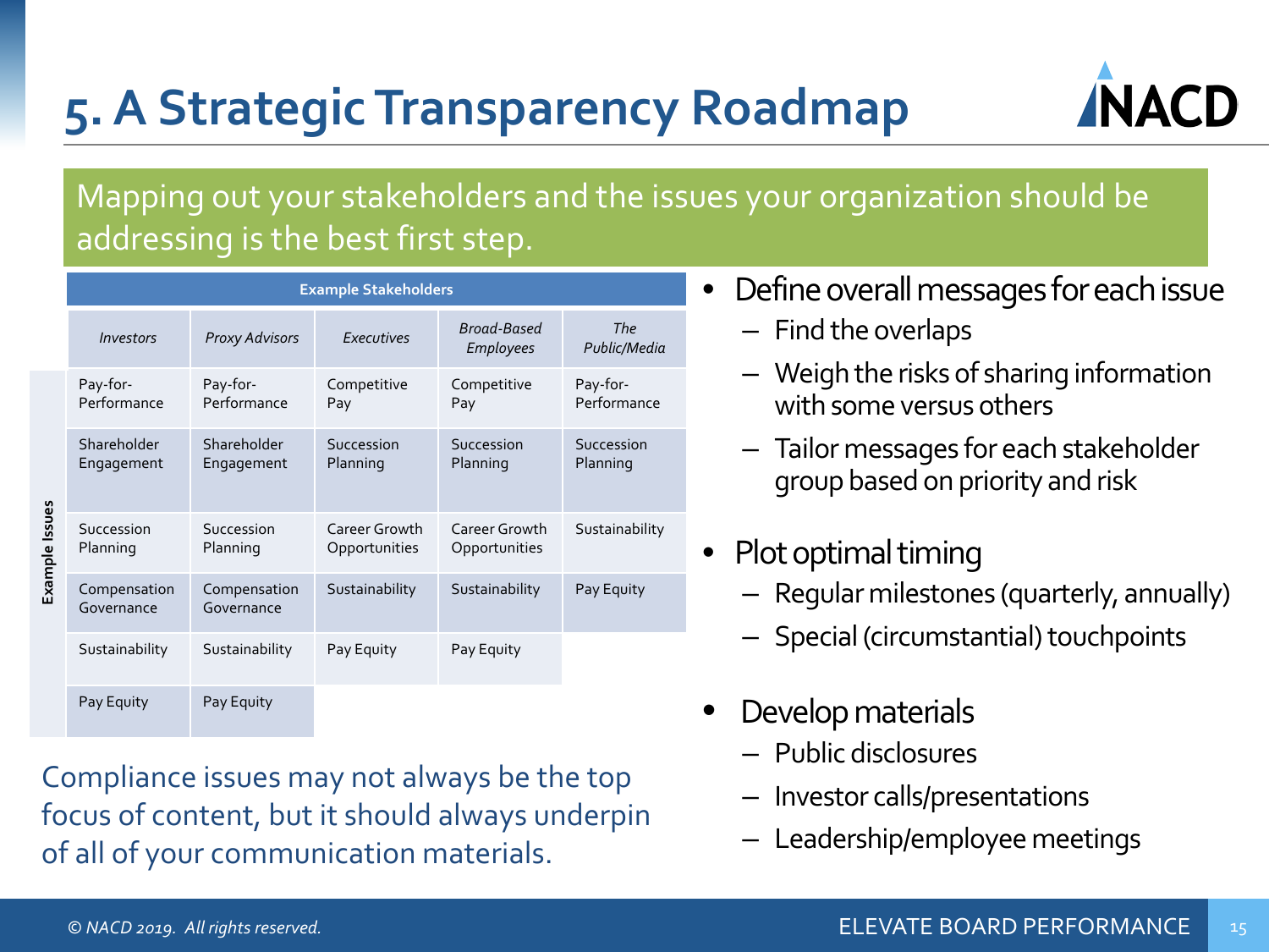# 5. A Strategic Transparency Roadmap

Mapping out your stakeholders and the issues your organization should be addressing is the best first step.

| | Example Stakeholders | | | | |
|---|---|---|---|---|---|
| | *Investors* | *Proxy Advisors* | *Executives* | *Broad-Based Employees* | *The Public/Media* |
| **Example Issues** | Pay-for-Performance | Pay-for-Performance | Competitive Pay | Competitive Pay | Pay-for-Performance |
| | Shareholder Engagement | Shareholder Engagement | Succession Planning | Succession Planning | Succession Planning |
| | Succession Planning | Succession Planning | Career Growth Opportunities | Career Growth Opportunities | Sustainability |
| | Compensation Governance | Compensation Governance | Sustainability | Sustainability | Pay Equity |
| | Sustainability | Sustainability | Pay Equity | Pay Equity | |
| | Pay Equity | Pay Equity | | | |

Compliance issues may not always be the top focus of content, but it should always underpin of all of your communication materials.

- Define overall messages for each issue
  - Find the overlaps
  - Weigh the risks of sharing information with some versus others
  - Tailor messages for each stakeholder group based on priority and risk
- Plot optimal timing
  - Regular milestones (quarterly, annually)
  - Special (circumstantial) touchpoints
- Develop materials
  - Public disclosures
  - Investor calls/presentations
  - Leadership/employee meetings

© NACD 2019. All rights reserved.

ELEVATE BOARD PERFORMANCE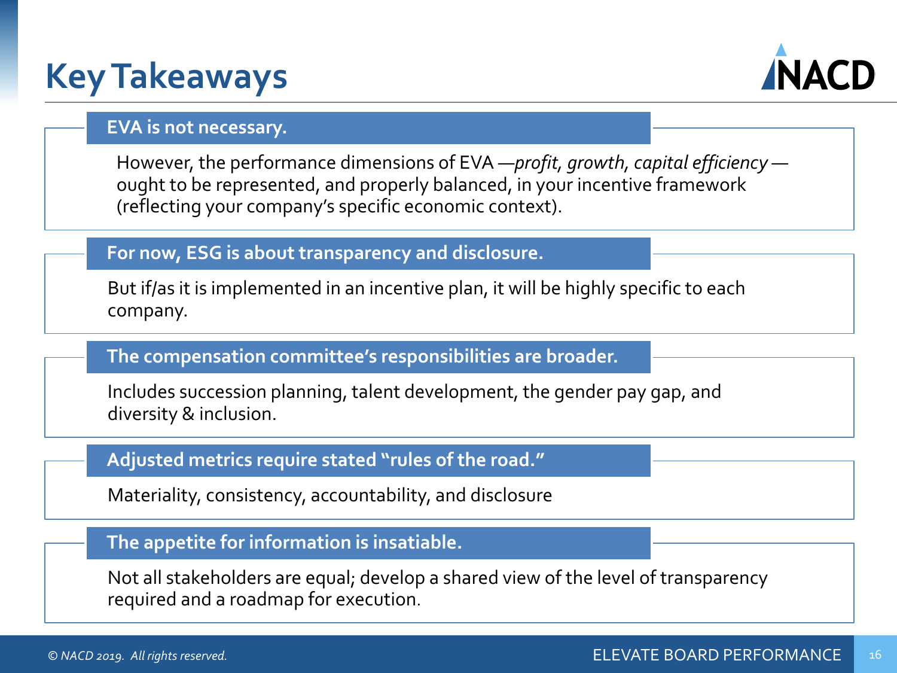# Key Takeaways

### EVA is not necessary.

However, the performance dimensions of EVA —*profit, growth, capital efficiency* — ought to be represented, and properly balanced, in your incentive framework (reflecting your company's specific economic context).

### For now, ESG is about transparency and disclosure.

But if/as it is implemented in an incentive plan, it will be highly specific to each company.

### The compensation committee's responsibilities are broader.

Includes succession planning, talent development, the gender pay gap, and diversity & inclusion.

### Adjusted metrics require stated "rules of the road."

Materiality, consistency, accountability, and disclosure

### The appetite for information is insatiable.

Not all stakeholders are equal; develop a shared view of the level of transparency required and a roadmap for execution.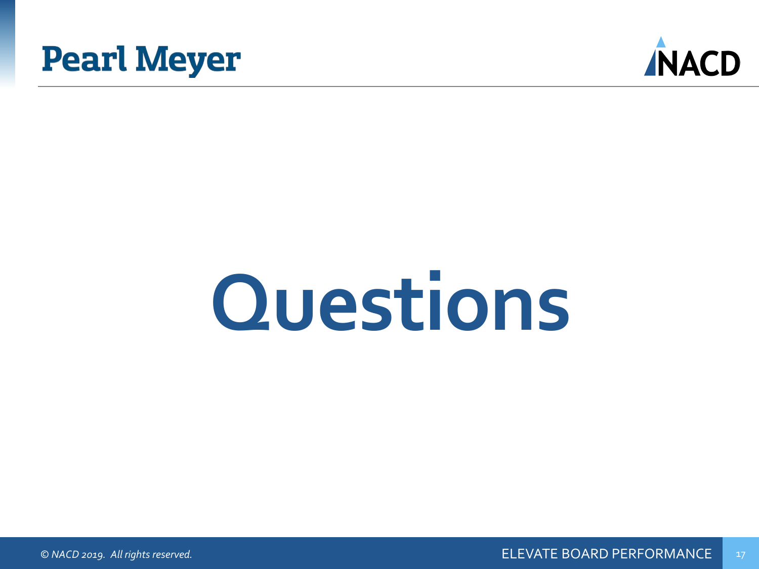# Questions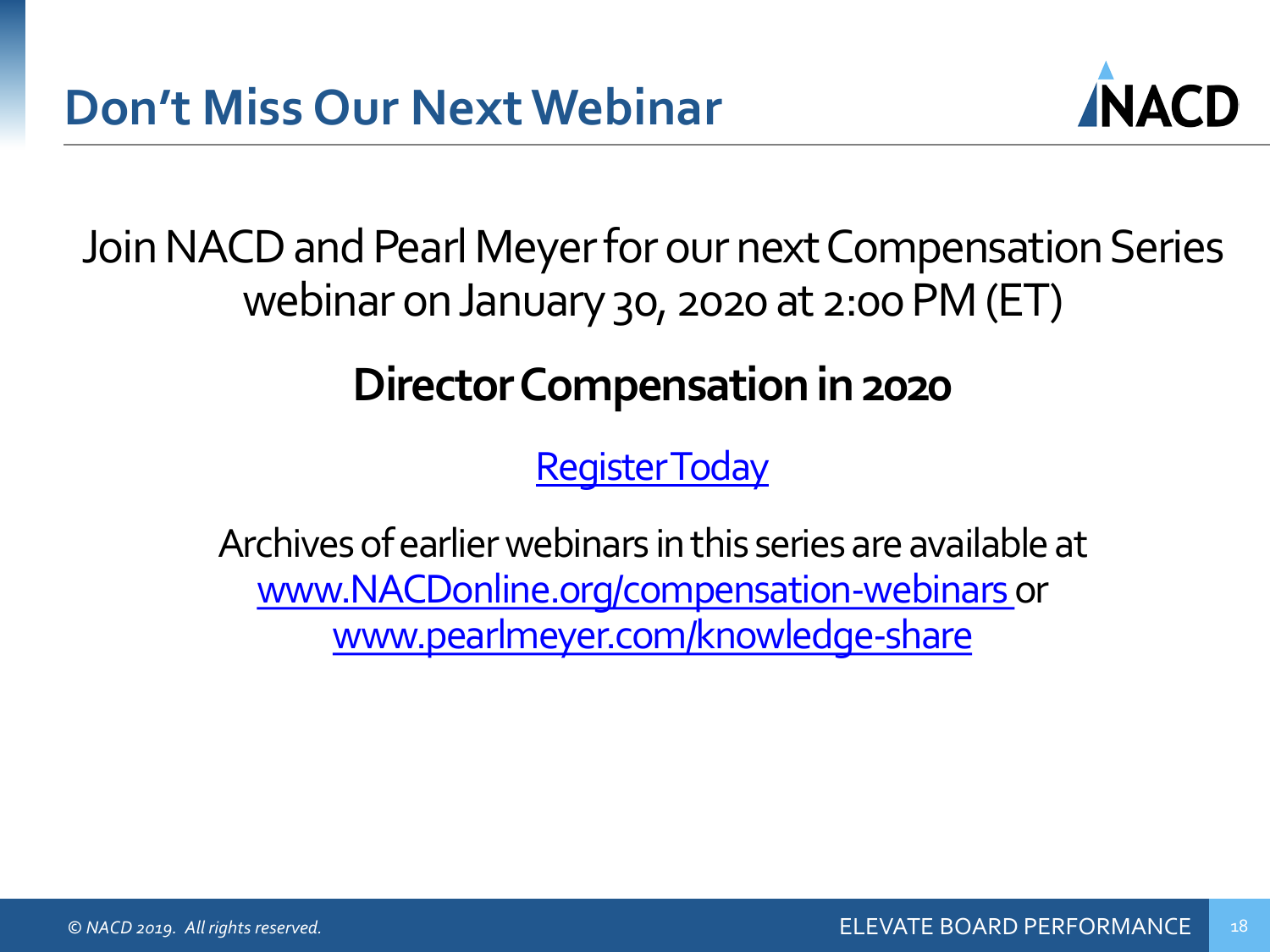# Don't Miss Our Next Webinar

Join NACD and Pearl Meyer for our next Compensation Series webinar on January 30, 2020 at 2:00 PM (ET)

**Director Compensation in 2020**

Register Today

Archives of earlier webinars in this series are available at www.NACDonline.org/compensation-webinars or www.pearlmeyer.com/knowledge-share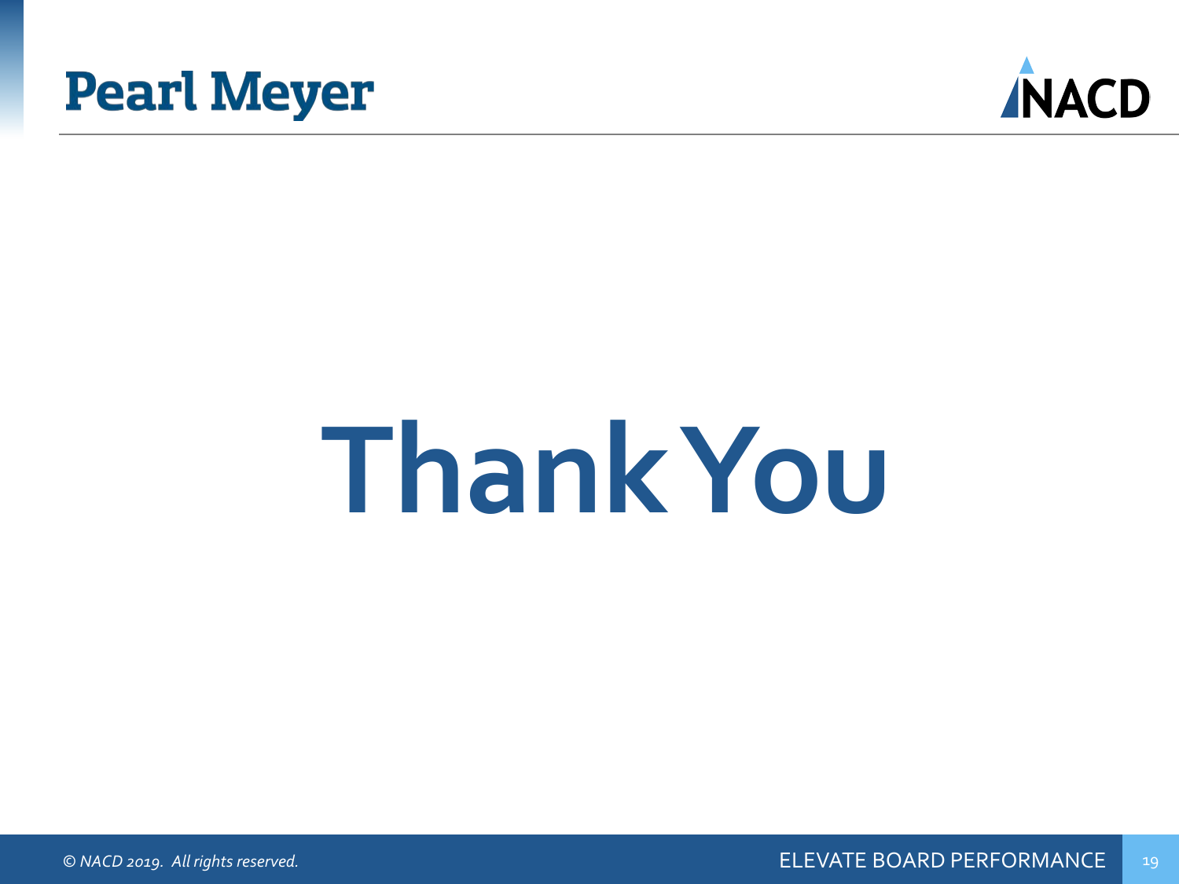# Thank You